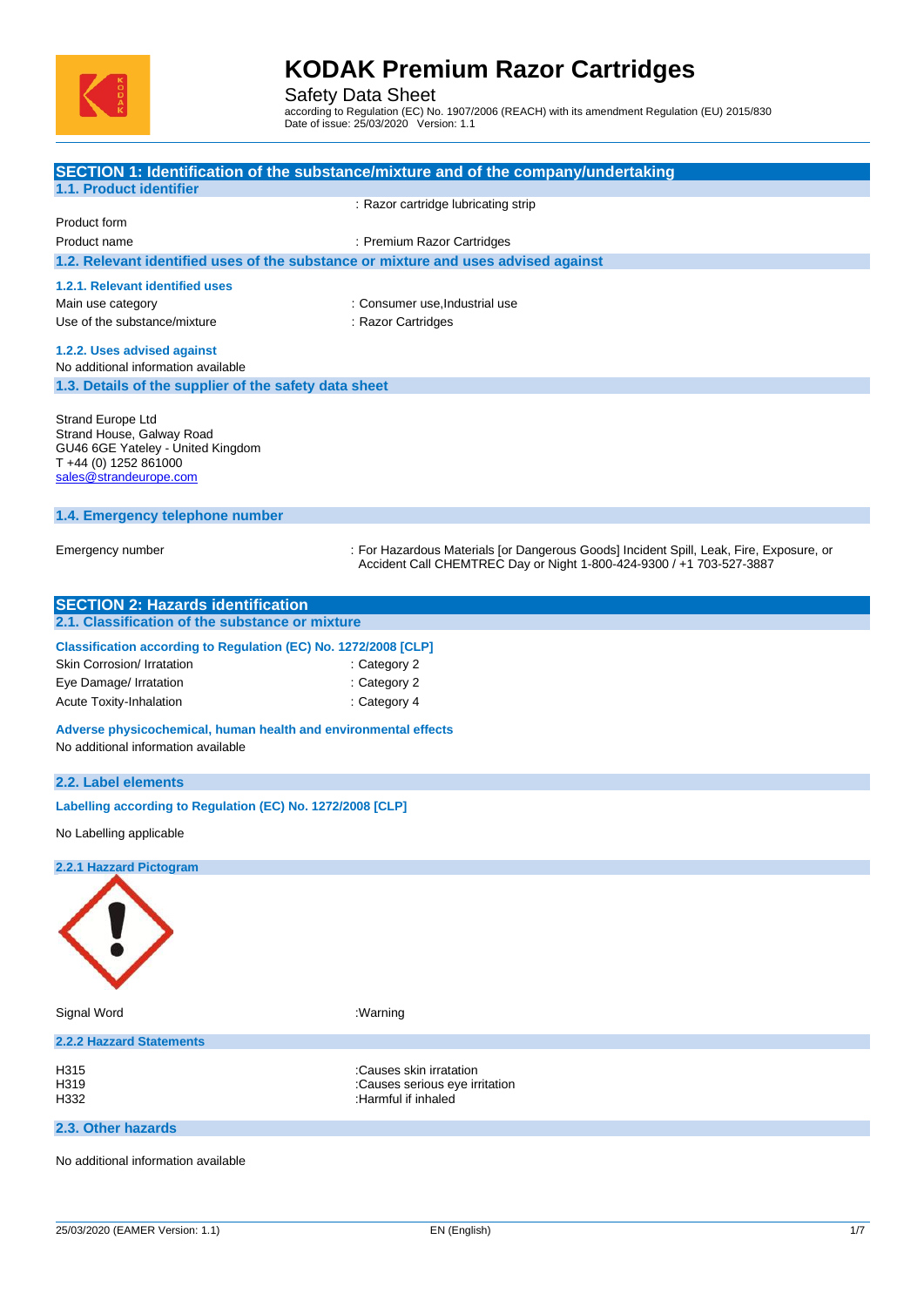# KODAK Premium Razor Cartridges

Safety Data Sheet

according to Regulation (EC) No. 1907/2006 (REACH) with its amendment Regulation (EU) 2015/830
Date of issue: 25/03/2020 Version: 1.1

## SECTION 1: Identification of the substance/mixture and of the company/undertaking

### 1.1. Product identifier

| | |
|---|---|
| | : Razor cartridge lubricating strip |
| Product form | |
| Product name | : Premium Razor Cartridges |

### 1.2. Relevant identified uses of the substance or mixture and uses advised against

#### 1.2.1. Relevant identified uses

| | |
|---|---|
| Main use category | : Consumer use,Industrial use |
| Use of the substance/mixture | : Razor Cartridges |

#### 1.2.2. Uses advised against

No additional information available

### 1.3. Details of the supplier of the safety data sheet

Strand Europe Ltd
Strand House, Galway Road
GU46 6GE Yateley - United Kingdom
T +44 (0) 1252 861000
sales@strandeurope.com

### 1.4. Emergency telephone number

| | |
|---|---|
| Emergency number | : For Hazardous Materials [or Dangerous Goods] Incident Spill, Leak, Fire, Exposure, or Accident Call CHEMTREC Day or Night 1-800-424-9300 / +1 703-527-3887 |

## SECTION 2: Hazards identification

### 2.1. Classification of the substance or mixture

#### Classification according to Regulation (EC) No. 1272/2008 [CLP]

| | |
|---|---|
| Skin Corrosion/ Irratation | : Category 2 |
| Eye Damage/ Irratation | : Category 2 |
| Acute Toxity-Inhalation | : Category 4 |

#### Adverse physicochemical, human health and environmental effects

No additional information available

### 2.2. Label elements

#### Labelling according to Regulation (EC) No. 1272/2008 [CLP]

No Labelling applicable

#### 2.2.1 Hazzard Pictogram

| | |
|---|---|
| Signal Word | :Warning |

#### 2.2.2 Hazzard Statements

| | |
|---|---|
| H315 | :Causes skin irratation |
| H319 | :Causes serious eye irritation |
| H332 | :Harmful if inhaled |

### 2.3. Other hazards

No additional information available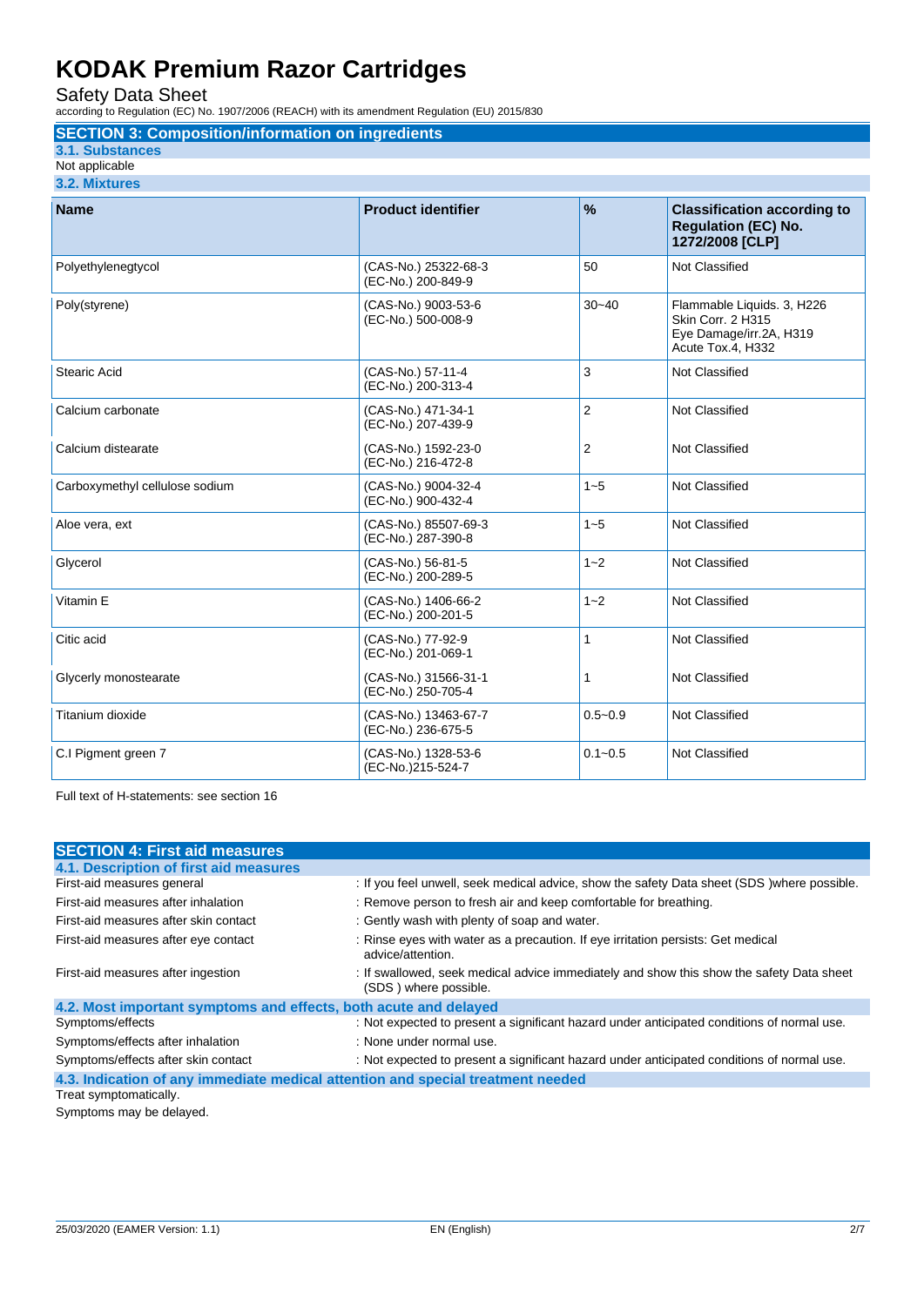# KODAK Premium Razor Cartridges

Safety Data Sheet

according to Regulation (EC) No. 1907/2006 (REACH) with its amendment Regulation (EU) 2015/830

## SECTION 3: Composition/information on ingredients

### 3.1. Substances

Not applicable

### 3.2. Mixtures

| Name | Product identifier | % | Classification according to Regulation (EC) No. 1272/2008 [CLP] |
|---|---|---|---|
| Polyethylenegtycol | (CAS-No.) 25322-68-3<br>(EC-No.) 200-849-9 | 50 | Not Classified |
| Poly(styrene) | (CAS-No.) 9003-53-6<br>(EC-No.) 500-008-9 | 30~40 | Flammable Liquids. 3, H226<br>Skin Corr. 2 H315<br>Eye Damage/irr.2A, H319<br>Acute Tox.4, H332 |
| Stearic Acid | (CAS-No.) 57-11-4<br>(EC-No.) 200-313-4 | 3 | Not Classified |
| Calcium carbonate | (CAS-No.) 471-34-1<br>(EC-No.) 207-439-9 | 2 | Not Classified |
| Calcium distearate | (CAS-No.) 1592-23-0<br>(EC-No.) 216-472-8 | 2 | Not Classified |
| Carboxymethyl cellulose sodium | (CAS-No.) 9004-32-4<br>(EC-No.) 900-432-4 | 1~5 | Not Classified |
| Aloe vera, ext | (CAS-No.) 85507-69-3<br>(EC-No.) 287-390-8 | 1~5 | Not Classified |
| Glycerol | (CAS-No.) 56-81-5<br>(EC-No.) 200-289-5 | 1~2 | Not Classified |
| Vitamin E | (CAS-No.) 1406-66-2<br>(EC-No.) 200-201-5 | 1~2 | Not Classified |
| Citic acid | (CAS-No.) 77-92-9<br>(EC-No.) 201-069-1 | 1 | Not Classified |
| Glycerly monostearate | (CAS-No.) 31566-31-1<br>(EC-No.) 250-705-4 | 1 | Not Classified |
| Titanium dioxide | (CAS-No.) 13463-67-7<br>(EC-No.) 236-675-5 | 0.5~0.9 | Not Classified |
| C.I Pigment green 7 | (CAS-No.) 1328-53-6<br>(EC-No.)215-524-7 | 0.1~0.5 | Not Classified |

Full text of H-statements: see section 16

## SECTION 4: First aid measures

### 4.1. Description of first aid measures

First-aid measures general : If you feel unwell, seek medical advice, show the safety Data sheet (SDS )where possible.

First-aid measures after inhalation : Remove person to fresh air and keep comfortable for breathing.

First-aid measures after skin contact : Gently wash with plenty of soap and water.

First-aid measures after eye contact : Rinse eyes with water as a precaution. If eye irritation persists: Get medical advice/attention.

First-aid measures after ingestion : If swallowed, seek medical advice immediately and show this show the safety Data sheet (SDS ) where possible.

### 4.2. Most important symptoms and effects, both acute and delayed

Symptoms/effects : Not expected to present a significant hazard under anticipated conditions of normal use.

Symptoms/effects after inhalation : None under normal use.

Symptoms/effects after skin contact : Not expected to present a significant hazard under anticipated conditions of normal use.

### 4.3. Indication of any immediate medical attention and special treatment needed

Treat symptomatically.

Symptoms may be delayed.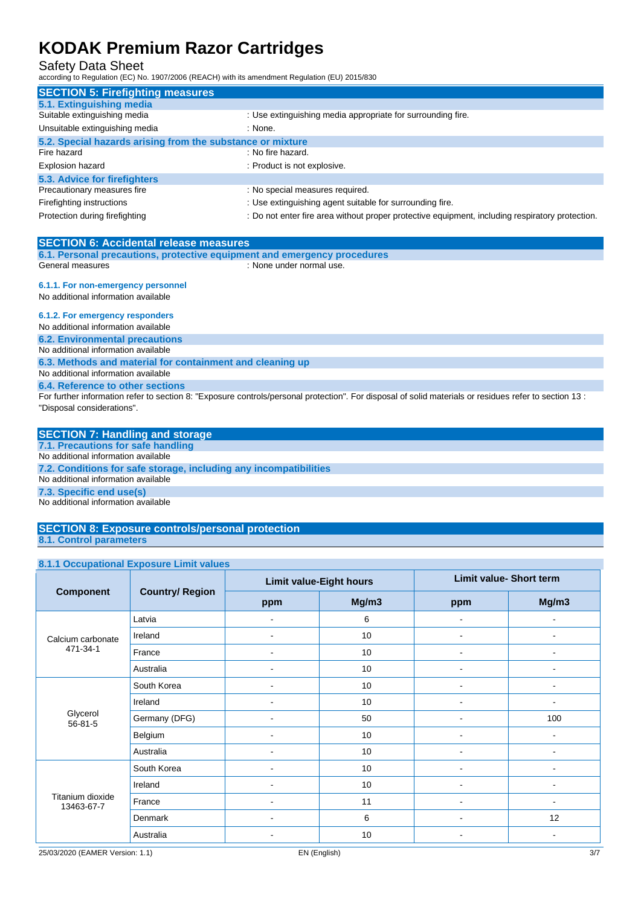## SECTION 5: Firefighting measures

### 5.1. Extinguishing media

Suitable extinguishing media : Use extinguishing media appropriate for surrounding fire.

Unsuitable extinguishing media : None.

### 5.2. Special hazards arising from the substance or mixture

Fire hazard : No fire hazard.

Explosion hazard : Product is not explosive.

### 5.3. Advice for firefighters

Precautionary measures fire : No special measures required.

Firefighting instructions : Use extinguishing agent suitable for surrounding fire.

Protection during firefighting : Do not enter fire area without proper protective equipment, including respiratory protection.

## SECTION 6: Accidental release measures

### 6.1. Personal precautions, protective equipment and emergency procedures

General measures : None under normal use.

#### 6.1.1. For non-emergency personnel

No additional information available

#### 6.1.2. For emergency responders

No additional information available

### 6.2. Environmental precautions

No additional information available

### 6.3. Methods and material for containment and cleaning up

No additional information available

### 6.4. Reference to other sections

For further information refer to section 8: "Exposure controls/personal protection". For disposal of solid materials or residues refer to section 13 : "Disposal considerations".

## SECTION 7: Handling and storage

### 7.1. Precautions for safe handling

No additional information available

### 7.2. Conditions for safe storage, including any incompatibilities

No additional information available

### 7.3. Specific end use(s)

No additional information available

## SECTION 8: Exposure controls/personal protection

### 8.1. Control parameters

#### 8.1.1 Occupational Exposure Limit values

| Component | Country/ Region | Limit value-Eight hours | | Limit value- Short term | |
|---|---|---|---|---|---|
| | | ppm | Mg/m3 | ppm | Mg/m3 |
| Calcium carbonate 471-34-1 | Latvia | - | 6 | - | - |
| | Ireland | - | 10 | - | - |
| | France | - | 10 | - | - |
| | Australia | - | 10 | - | - |
| Glycerol 56-81-5 | South Korea | - | 10 | - | - |
| | Ireland | - | 10 | - | - |
| | Germany (DFG) | - | 50 | - | 100 |
| | Belgium | - | 10 | - | - |
| | Australia | - | 10 | - | - |
| Titanium dioxide 13463-67-7 | South Korea | - | 10 | - | - |
| | Ireland | - | 10 | - | - |
| | France | - | 11 | - | - |
| | Denmark | - | 6 | - | 12 |
| | Australia | - | 10 | - | - |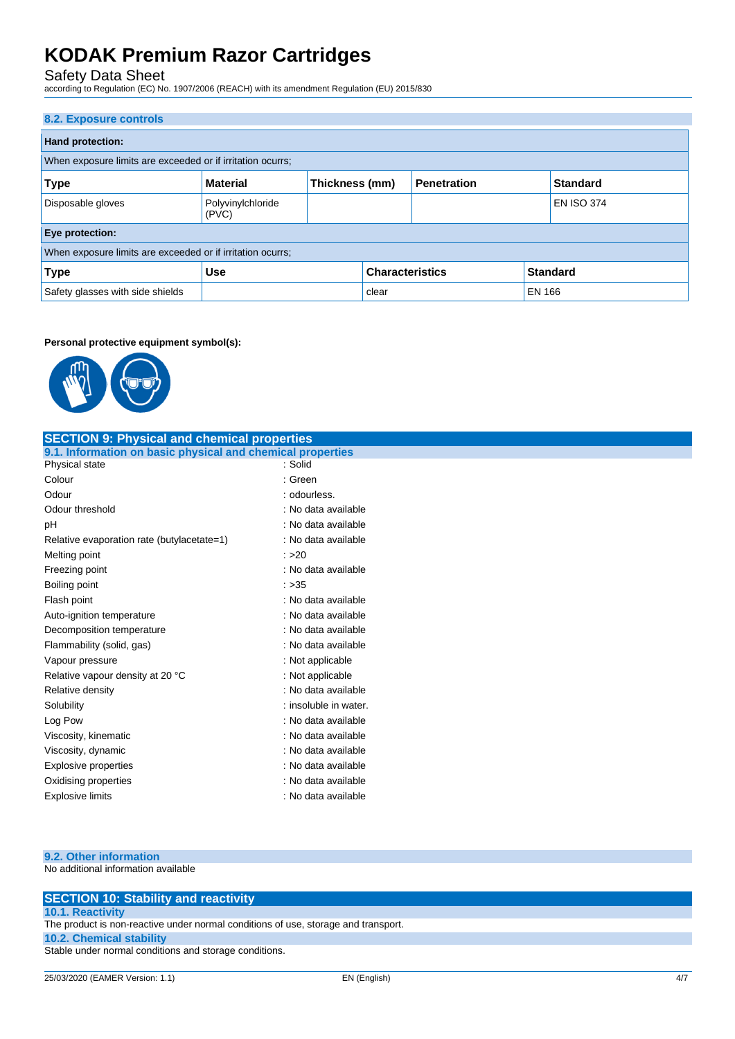### 8.2. Exposure controls

**Hand protection:**

When exposure limits are exceeded or if irritation ocurrs;

| Type | Material | Thickness (mm) | Penetration | Standard |
|---|---|---|---|---|
| Disposable gloves | Polyvinylchloride (PVC) | | | EN ISO 374 |

**Eye protection:**

When exposure limits are exceeded or if irritation ocurrs;

| Type | Use | Characteristics | Standard |
|---|---|---|---|
| Safety glasses with side shields | | clear | EN 166 |

**Personal protective equipment symbol(s):**

## SECTION 9: Physical and chemical properties

### 9.1. Information on basic physical and chemical properties

| | |
|---|---|
| Physical state | : Solid |
| Colour | : Green |
| Odour | : odourless. |
| Odour threshold | : No data available |
| pH | : No data available |
| Relative evaporation rate (butylacetate=1) | : No data available |
| Melting point | : >20 |
| Freezing point | : No data available |
| Boiling point | : >35 |
| Flash point | : No data available |
| Auto-ignition temperature | : No data available |
| Decomposition temperature | : No data available |
| Flammability (solid, gas) | : No data available |
| Vapour pressure | : Not applicable |
| Relative vapour density at 20 °C | : Not applicable |
| Relative density | : No data available |
| Solubility | : insoluble in water. |
| Log Pow | : No data available |
| Viscosity, kinematic | : No data available |
| Viscosity, dynamic | : No data available |
| Explosive properties | : No data available |
| Oxidising properties | : No data available |
| Explosive limits | : No data available |

### 9.2. Other information

No additional information available

## SECTION 10: Stability and reactivity

### 10.1. Reactivity

The product is non-reactive under normal conditions of use, storage and transport.

### 10.2. Chemical stability

Stable under normal conditions and storage conditions.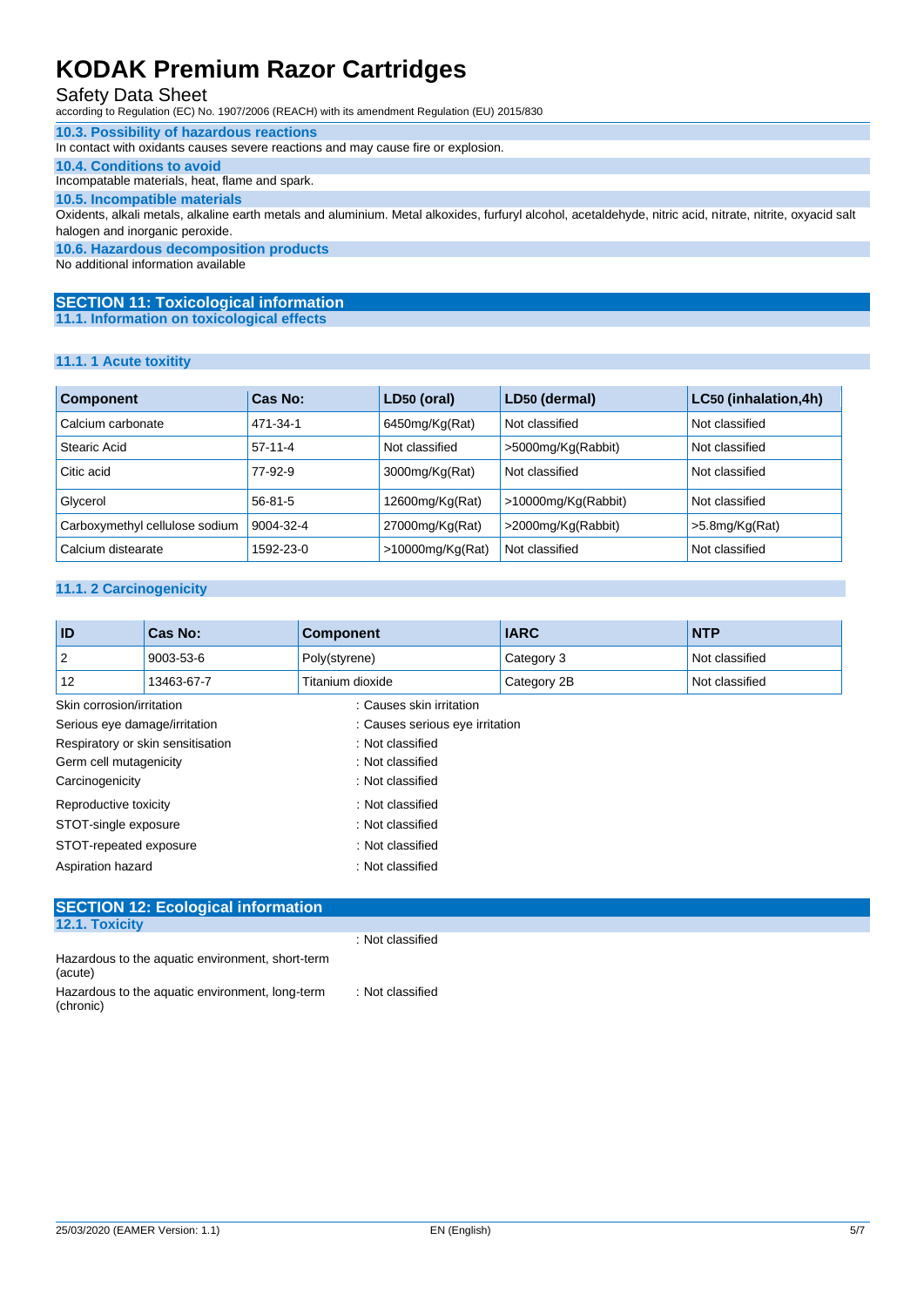### 10.3. Possibility of hazardous reactions

In contact with oxidants causes severe reactions and may cause fire or explosion.

### 10.4. Conditions to avoid

Incompatable materials, heat, flame and spark.

### 10.5. Incompatible materials

Oxidents, alkali metals, alkaline earth metals and aluminium. Metal alkoxides, furfuryl alcohol, acetaldehyde, nitric acid, nitrate, nitrite, oxyacid salt halogen and inorganic peroxide.

### 10.6. Hazardous decomposition products

No additional information available

## SECTION 11: Toxicological information

### 11.1. Information on toxicological effects

#### 11.1. 1 Acute toxitity

| Component | Cas No: | $LD_{50}$ (oral) | $LD_{50}$ (dermal) | $LC_{50}$ (inhalation,4h) |
|---|---|---|---|---|
| Calcium carbonate | 471-34-1 | 6450mg/Kg(Rat) | Not classified | Not classified |
| Stearic Acid | 57-11-4 | Not classified | >5000mg/Kg(Rabbit) | Not classified |
| Citic acid | 77-92-9 | 3000mg/Kg(Rat) | Not classified | Not classified |
| Glycerol | 56-81-5 | 12600mg/Kg(Rat) | >10000mg/Kg(Rabbit) | Not classified |
| Carboxymethyl cellulose sodium | 9004-32-4 | 27000mg/Kg(Rat) | >2000mg/Kg(Rabbit) | >5.8mg/Kg(Rat) |
| Calcium distearate | 1592-23-0 | >10000mg/Kg(Rat) | Not classified | Not classified |

#### 11.1. 2 Carcinogenicity

| ID | Cas No: | Component | IARC | NTP |
|---|---|---|---|---|
| 2 | 9003-53-6 | Poly(styrene) | Category 3 | Not classified |
| 12 | 13463-67-7 | Titanium dioxide | Category 2B | Not classified |

Skin corrosion/irritation : Causes skin irritation

Serious eye damage/irritation : Causes serious eye irritation

Respiratory or skin sensitisation : Not classified

Germ cell mutagenicity : Not classified

Carcinogenicity : Not classified

Reproductive toxicity : Not classified

STOT-single exposure : Not classified

STOT-repeated exposure : Not classified

Aspiration hazard : Not classified

## SECTION 12: Ecological information

### 12.1. Toxicity

: Not classified

Hazardous to the aquatic environment, short-term (acute)

Hazardous to the aquatic environment, long-term (chronic) : Not classified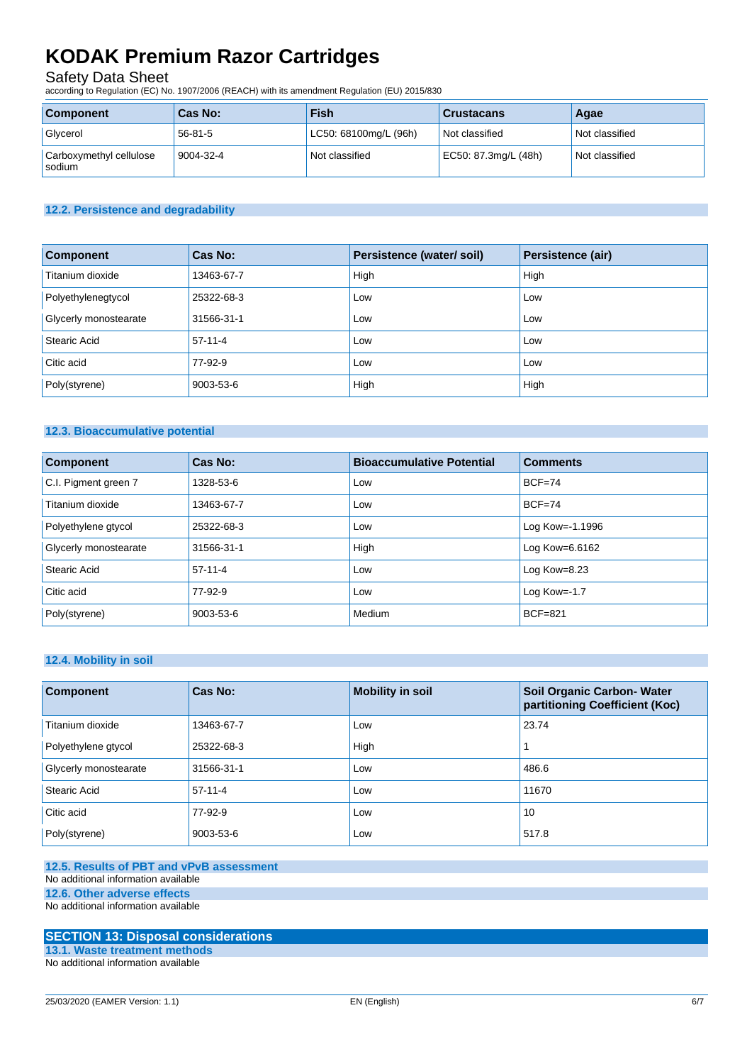| Component | Cas No: | Fish | Crustacans | Agae |
|---|---|---|---|---|
| Glycerol | 56-81-5 | LC50: 68100mg/L (96h) | Not classified | Not classified |
| Carboxymethyl cellulose sodium | 9004-32-4 | Not classified | EC50: 87.3mg/L (48h) | Not classified |

### 12.2. Persistence and degradability

| Component | Cas No: | Persistence (water/ soil) | Persistence (air) |
|---|---|---|---|
| Titanium dioxide | 13463-67-7 | High | High |
| Polyethylenegtycol | 25322-68-3 | Low | Low |
| Glycerly monostearate | 31566-31-1 | Low | Low |
| Stearic Acid | 57-11-4 | Low | Low |
| Citic acid | 77-92-9 | Low | Low |
| Poly(styrene) | 9003-53-6 | High | High |

### 12.3. Bioaccumulative potential

| Component | Cas No: | Bioaccumulative Potential | Comments |
|---|---|---|---|
| C.I. Pigment green 7 | 1328-53-6 | Low | BCF=74 |
| Titanium dioxide | 13463-67-7 | Low | BCF=74 |
| Polyethylene gtycol | 25322-68-3 | Low | Log Kow=-1.1996 |
| Glycerly monostearate | 31566-31-1 | High | Log Kow=6.6162 |
| Stearic Acid | 57-11-4 | Low | Log Kow=8.23 |
| Citic acid | 77-92-9 | Low | Log Kow=-1.7 |
| Poly(styrene) | 9003-53-6 | Medium | BCF=821 |

### 12.4. Mobility in soil

| Component | Cas No: | Mobility in soil | Soil Organic Carbon- Water partitioning Coefficient (Koc) |
|---|---|---|---|
| Titanium dioxide | 13463-67-7 | Low | 23.74 |
| Polyethylene gtycol | 25322-68-3 | High | 1 |
| Glycerly monostearate | 31566-31-1 | Low | 486.6 |
| Stearic Acid | 57-11-4 | Low | 11670 |
| Citic acid | 77-92-9 | Low | 10 |
| Poly(styrene) | 9003-53-6 | Low | 517.8 |

### 12.5. Results of PBT and vPvB assessment

No additional information available

### 12.6. Other adverse effects

No additional information available

## SECTION 13: Disposal considerations

### 13.1. Waste treatment methods

No additional information available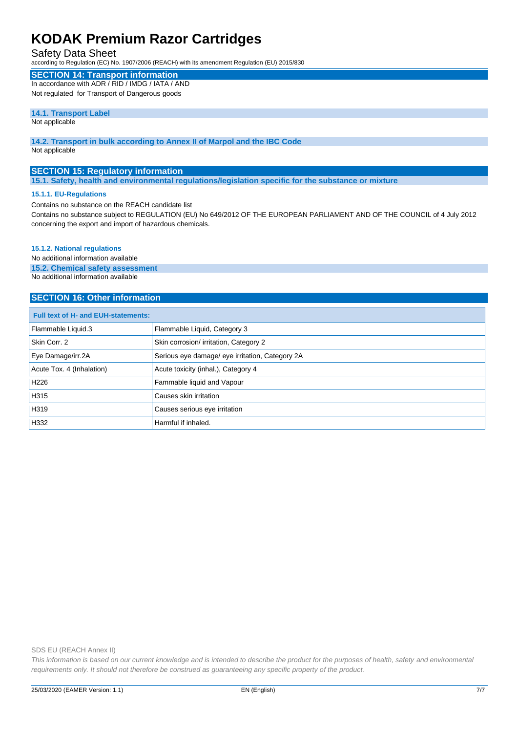## SECTION 14: Transport information

In accordance with ADR / RID / IMDG / IATA / AND

Not regulated for Transport of Dangerous goods

### 14.1. Transport Label

Not applicable

### 14.2. Transport in bulk according to Annex II of Marpol and the IBC Code

Not applicable

## SECTION 15: Regulatory information

### 15.1. Safety, health and environmental regulations/legislation specific for the substance or mixture

#### 15.1.1. EU-Regulations

Contains no substance on the REACH candidate list

Contains no substance subject to REGULATION (EU) No 649/2012 OF THE EUROPEAN PARLIAMENT AND OF THE COUNCIL of 4 July 2012 concerning the export and import of hazardous chemicals.

#### 15.1.2. National regulations

No additional information available

### 15.2. Chemical safety assessment

No additional information available

## SECTION 16: Other information

| Full text of H- and EUH-statements: | |
|---|---|
| Flammable Liquid.3 | Flammable Liquid, Category 3 |
| Skin Corr. 2 | Skin corrosion/ irritation, Category 2 |
| Eye Damage/irr.2A | Serious eye damage/ eye irritation, Category 2A |
| Acute Tox. 4 (Inhalation) | Acute toxicity (inhal.), Category 4 |
| H226 | Fammable liquid and Vapour |
| H315 | Causes skin irritation |
| H319 | Causes serious eye irritation |
| H332 | Harmful if inhaled. |

SDS EU (REACH Annex II)

*This information is based on our current knowledge and is intended to describe the product for the purposes of health, safety and environmental requirements only. It should not therefore be construed as guaranteeing any specific property of the product.*